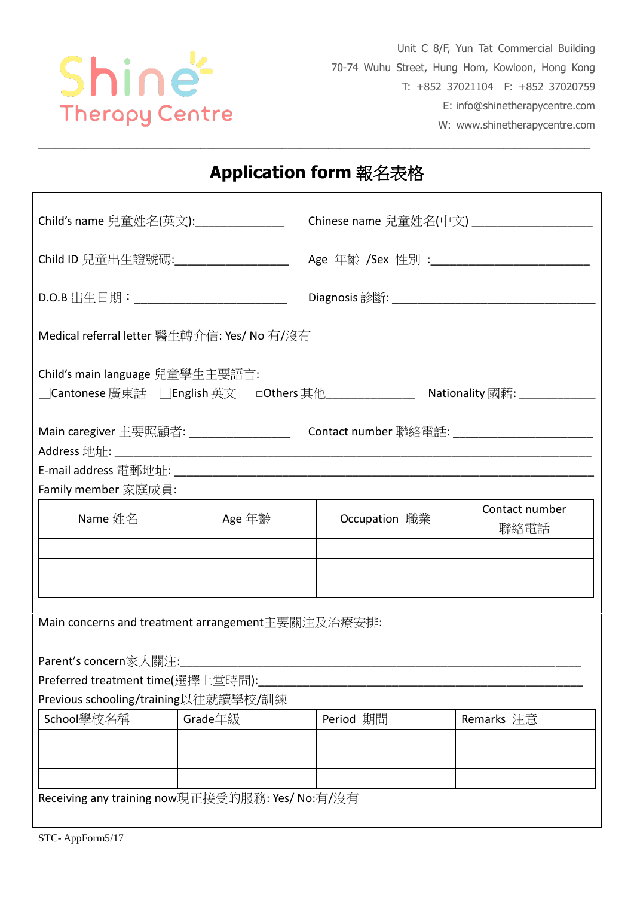Shine
Therapy Centre

Unit C 8/F, Yun Tat Commercial Building
70-74 Wuhu Street, Hung Hom, Kowloon, Hong Kong
T: +852 37021104 F: +852 37020759
E: info@shinetherapycentre.com
W: www.shinetherapycentre.com

# Application form 報名表格

Child's name 兒童姓名(英文):______________ Chinese name 兒童姓名(中文) ___________________

Child ID 兒童出生證號碼:__________________ Age 年齡 /Sex 性別 :_________________________

D.O.B 出生日期：________________________ Diagnosis 診斷: ________________________________

Medical referral letter 醫生轉介信: Yes/ No 有/沒有

Child's main language 兒童學生主要語言:
☐Cantonese 廣東話 ☐English 英文 ☐Others 其他______________ Nationality 國籍: ____________

Main caregiver 主要照顧者: ________________ Contact number 聯絡電話: ______________________
Address 地址: ____________________________________________________________________________
E-mail address 電郵地址: ___________________________________________________________________
Family member 家庭成員:

| Name 姓名 | Age 年齡 | Occupation 職業 | Contact number 聯絡電話 |
|---|---|---|---|
| | | | |
| | | | |
| | | | |

Main concerns and treatment arrangement主要關注及治療安排:

Parent's concern家人關注:_______________________________________________________________
Preferred treatment time(選擇上堂時間):__________________________________________________
Previous schooling/training以往就讀學校/訓練

| School學校名稱 | Grade年級 | Period 期間 | Remarks 注意 |
|---|---|---|---|
| | | | |
| | | | |
| | | | |

Receiving any training now現正接受的服務: Yes/ No:有/沒有

STC- AppForm5/17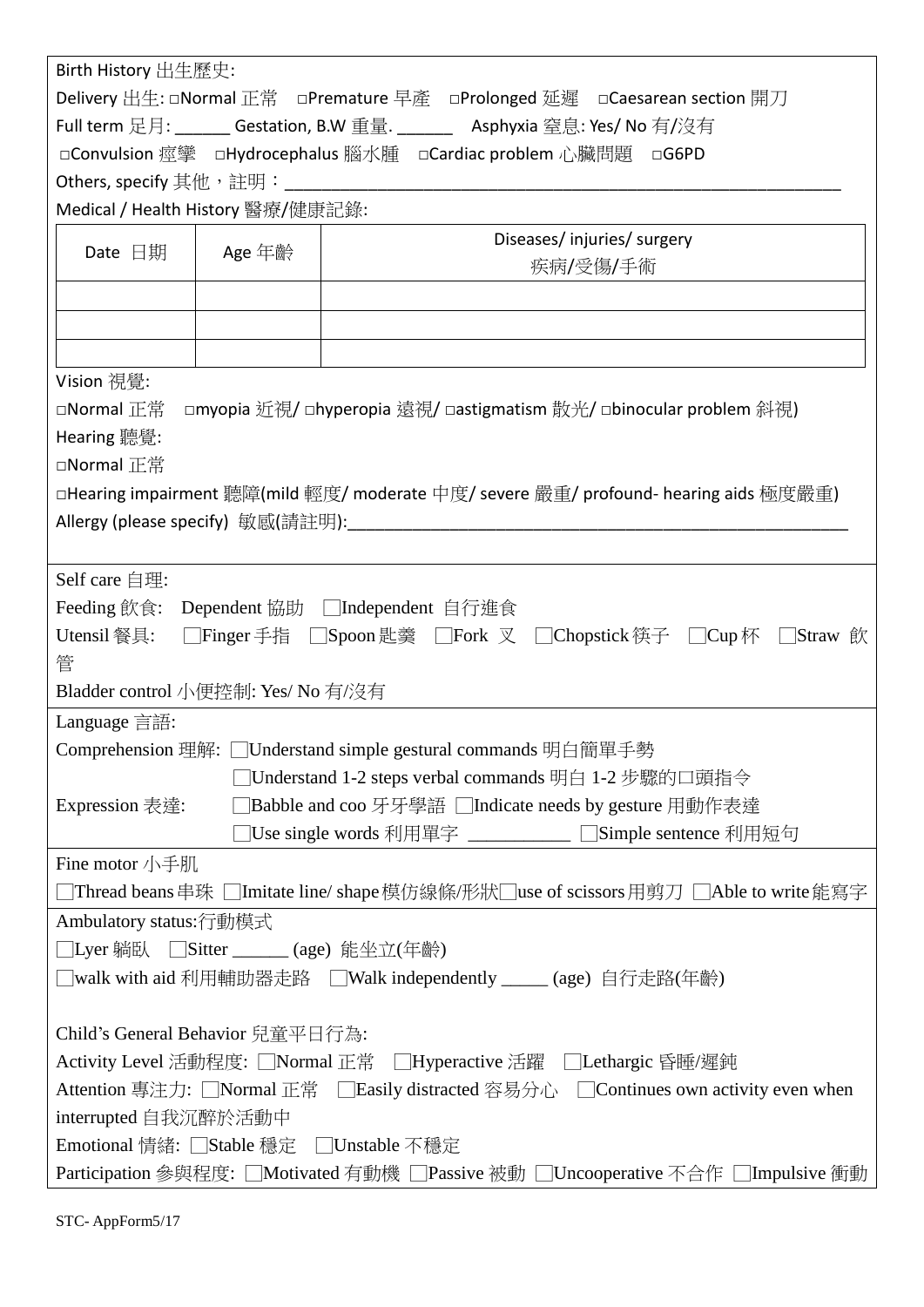Birth History 出生歷史:

Delivery 出生: □Normal 正常　□Premature 早產　□Prolonged 延遲　□Caesarean section 開刀

Full term 足月: ______ Gestation, B.W 重量. ______　Asphyxia 窒息: Yes/ No 有/沒有

□Convulsion 痙攣　□Hydrocephalus 腦水腫　□Cardiac problem 心臟問題　□G6PD

Others, specify 其他，註明：____________________________________________________________

Medical / Health History 醫療/健康記錄:

| Date 日期 | Age 年齡 | Diseases/ injuries/ surgery 疾病/受傷/手術 |
|---|---|---|
| | | |
| | | |
| | | |

Vision 視覺:

□Normal 正常　□myopia 近視/ □hyperopia 遠視/ □astigmatism 散光/ □binocular problem 斜視)

Hearing 聽覺:

□Normal 正常

□Hearing impairment 聽障(mild 輕度/ moderate 中度/ severe 嚴重/ profound- hearing aids 極度嚴重)

Allergy (please specify) 敏感(請註明):________________________________________________________

Self care 自理:

Feeding 飲食:　Dependent 協助　□Independent 自行進食

Utensil 餐具:　□Finger 手指　□Spoon 匙羹　□Fork 叉　□Chopstick 筷子　□Cup 杯　□Straw 飲管

Bladder control 小便控制: Yes/ No 有/沒有

Language 言語:

Comprehension 理解: □Understand simple gestural commands 明白簡單手勢

□Understand 1-2 steps verbal commands 明白 1-2 步驟的口頭指令

Expression 表達:　□Babble and coo 牙牙學語 □Indicate needs by gesture 用動作表達

□Use single words 利用單字 ___________ □Simple sentence 利用短句

Fine motor 小手肌

□Thread beans 串珠 □Imitate line/ shape 模仿線條/形狀□use of scissors 用剪刀 □Able to write 能寫字

Ambulatory status:行動模式

□Lyer 躺臥　□Sitter ______ (age) 能坐立(年齡)

□walk with aid 利用輔助器走路　□Walk independently _____ (age) 自行走路(年齡)

Child's General Behavior 兒童平日行為:

Activity Level 活動程度: □Normal 正常　□Hyperactive 活躍　□Lethargic 昏睡/遲鈍

Attention 專注力: □Normal 正常　□Easily distracted 容易分心　□Continues own activity even when interrupted 自我沉醉於活動中

Emotional 情緒: □Stable 穩定　□Unstable 不穩定

Participation 參與程度: □Motivated 有動機 □Passive 被動 □Uncooperative 不合作 □Impulsive 衝動

STC- AppForm5/17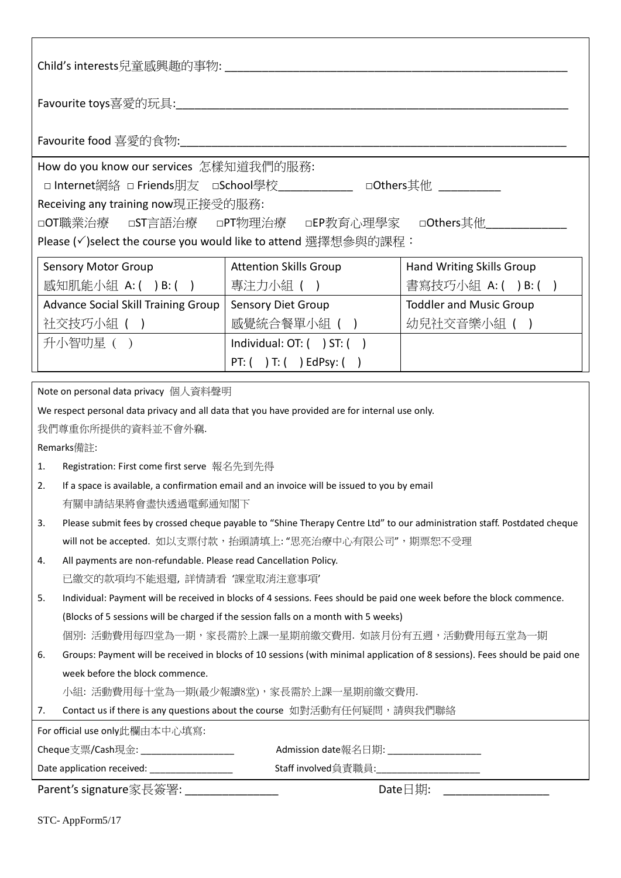Child's interests兒童感興趣的事物: ____________________________________________________

Favourite toys喜愛的玩具:___________________________________________________________

Favourite food 喜愛的食物:__________________________________________________________

How do you know our services 怎樣知道我們的服務:

□ Internet網絡 □ Friends朋友 □School學校___________ □Others其他 _________

Receiving any training now現正接受的服務:

□OT職業治療 □ST言語治療 □PT物理治療 □EP教育心理學家 □Others其他____________

Please (✓)select the course you would like to attend 選擇想參與的課程：

| | | |
|---|---|---|
| Sensory Motor Group<br>感知肌能小組 A: ( ) B: ( ) | Attention Skills Group<br>專注力小組 ( ) | Hand Writing Skills Group<br>書寫技巧小組 A: ( ) B: ( ) |
| Advance Social Skill Training Group<br>社交技巧小組 ( ) | Sensory Diet Group<br>感覺統合餐單小組 ( ) | Toddler and Music Group<br>幼兒社交音樂小組 ( ) |
| 升小智叻星 ( ) | Individual: OT: ( ) ST: ( )<br>PT: ( ) T: ( ) EdPsy: ( ) | |

Note on personal data privacy 個人資料聲明

We respect personal data privacy and all data that you have provided are for internal use only.

我們尊重你所提供的資料並不會外竊.

Remarks備註:

1. Registration: First come first serve 報名先到先得
2. If a space is available, a confirmation email and an invoice will be issued to you by email
   有關申請結果將會盡快透過電郵通知閣下
3. Please submit fees by crossed cheque payable to "Shine Therapy Centre Ltd" to our administration staff. Postdated cheque will not be accepted. 如以支票付款，抬頭請填上: "思亮治療中心有限公司"，期票恕不受理
4. All payments are non-refundable. Please read Cancellation Policy.
   已繳交的款項均不能退還, 詳情請看 '課堂取消注意事項'
5. Individual: Payment will be received in blocks of 4 sessions. Fees should be paid one week before the block commence. (Blocks of 5 sessions will be charged if the session falls on a month with 5 weeks)
   個別: 活動費用每四堂為一期，家長需於上課一星期前繳交費用. 如該月份有五週，活動費用每五堂為一期
6. Groups: Payment will be received in blocks of 10 sessions (with minimal application of 8 sessions). Fees should be paid one week before the block commence.
   小組: 活動費用每十堂為一期(最少報讀8堂)，家長需於上課一星期前繳交費用.
7. Contact us if there is any questions about the course 如對活動有任何疑問，請與我們聯絡

For official use only此欄由本中心填寫:

Cheque支票/Cash現金: _________________ Admission date報名日期: _________________

Date application received: _______________ Staff involved負責職員:___________________

Parent's signature家長簽署: ______________ Date日期: ________________

STC- AppForm5/17